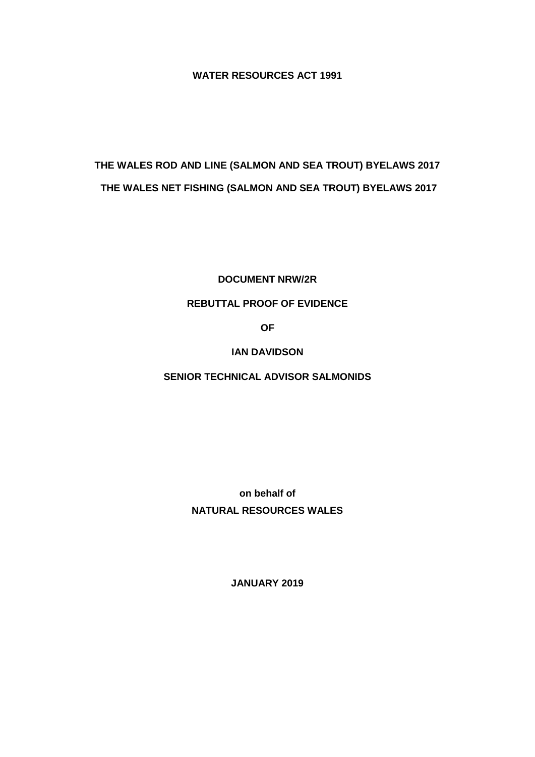**WATER RESOURCES ACT 1991**

**THE WALES ROD AND LINE (SALMON AND SEA TROUT) BYELAWS 2017**

**THE WALES NET FISHING (SALMON AND SEA TROUT) BYELAWS 2017**

**DOCUMENT NRW/2R**

**REBUTTAL PROOF OF EVIDENCE**

**OF**

**IAN DAVIDSON**

**SENIOR TECHNICAL ADVISOR SALMONIDS**

**on behalf of**

**NATURAL RESOURCES WALES**

**JANUARY 2019**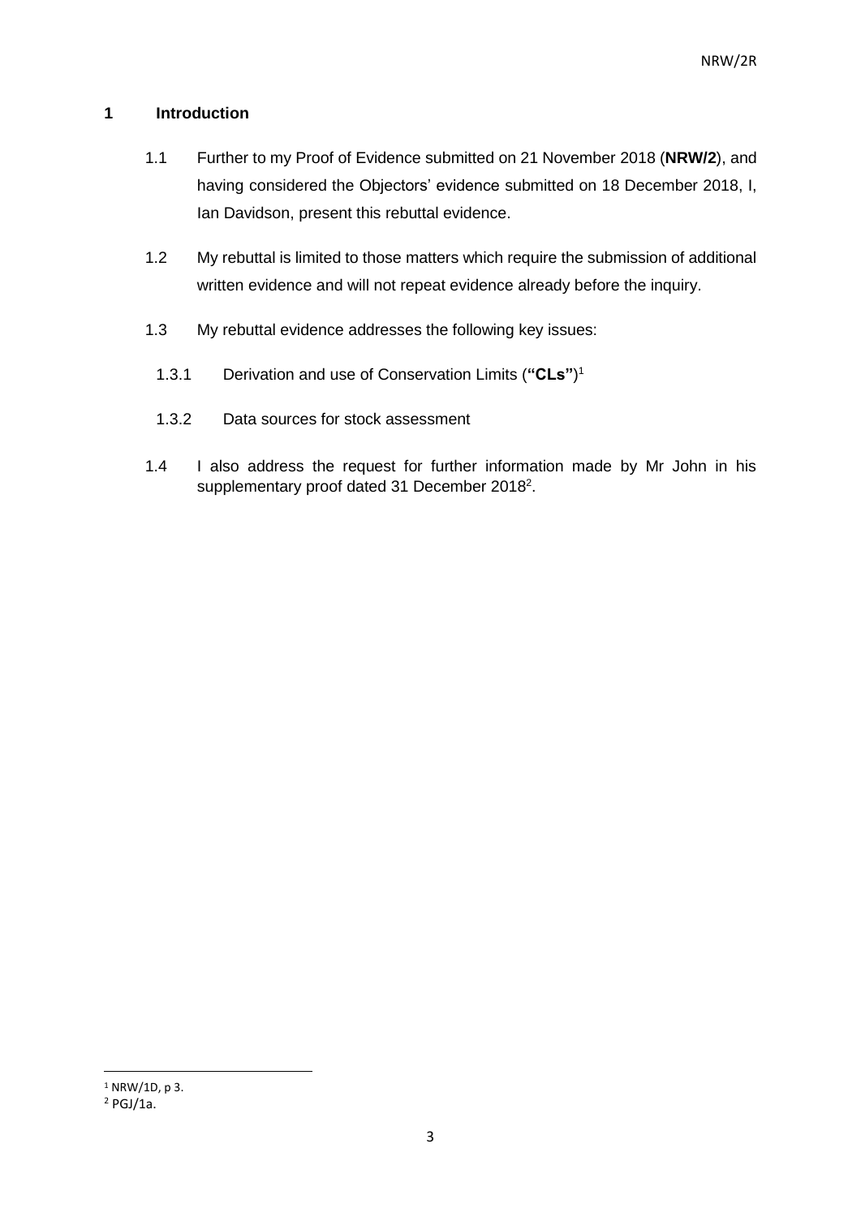## 1 Introduction

1.1 Further to my Proof of Evidence submitted on 21 November 2018 (**NRW/2**), and having considered the Objectors' evidence submitted on 18 December 2018, I, Ian Davidson, present this rebuttal evidence.

1.2 My rebuttal is limited to those matters which require the submission of additional written evidence and will not repeat evidence already before the inquiry.

1.3 My rebuttal evidence addresses the following key issues:

1.3.1 Derivation and use of Conservation Limits (**"CLs"**)[1]

1.3.2 Data sources for stock assessment

1.4 I also address the request for further information made by Mr John in his supplementary proof dated 31 December 2018[2].

---

[1] NRW/1D, p 3.

[2] PGJ/1a.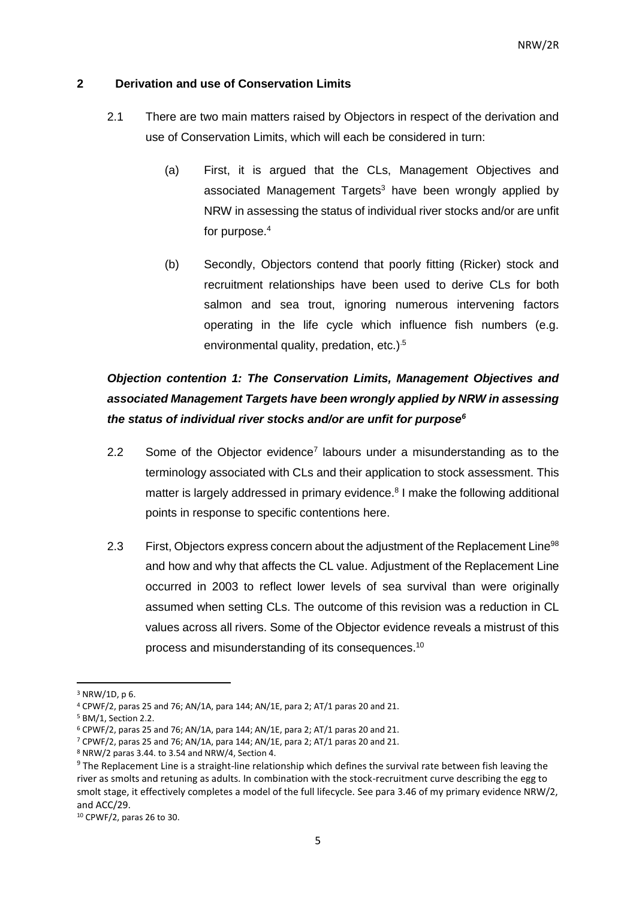## 2 Derivation and use of Conservation Limits

2.1 There are two main matters raised by Objectors in respect of the derivation and use of Conservation Limits, which will each be considered in turn:

(a) First, it is argued that the CLs, Management Objectives and associated Management Targets[3] have been wrongly applied by NRW in assessing the status of individual river stocks and/or are unfit for purpose.[4]

(b) Secondly, Objectors contend that poorly fitting (Ricker) stock and recruitment relationships have been used to derive CLs for both salmon and sea trout, ignoring numerous intervening factors operating in the life cycle which influence fish numbers (e.g. environmental quality, predation, etc.)[5]

***Objection contention 1: The Conservation Limits, Management Objectives and associated Management Targets have been wrongly applied by NRW in assessing the status of individual river stocks and/or are unfit for purpose[6]***

2.2 Some of the Objector evidence[7] labours under a misunderstanding as to the terminology associated with CLs and their application to stock assessment. This matter is largely addressed in primary evidence.[8] I make the following additional points in response to specific contentions here.

2.3 First, Objectors express concern about the adjustment of the Replacement Line[9][8] and how and why that affects the CL value. Adjustment of the Replacement Line occurred in 2003 to reflect lower levels of sea survival than were originally assumed when setting CLs. The outcome of this revision was a reduction in CL values across all rivers. Some of the Objector evidence reveals a mistrust of this process and misunderstanding of its consequences.[10]

---

[3] NRW/1D, p 6.

[4] CPWF/2, paras 25 and 76; AN/1A, para 144; AN/1E, para 2; AT/1 paras 20 and 21.

[5] BM/1, Section 2.2.

[6] CPWF/2, paras 25 and 76; AN/1A, para 144; AN/1E, para 2; AT/1 paras 20 and 21.

[7] CPWF/2, paras 25 and 76; AN/1A, para 144; AN/1E, para 2; AT/1 paras 20 and 21.

[8] NRW/2 paras 3.44. to 3.54 and NRW/4, Section 4.

[9] The Replacement Line is a straight-line relationship which defines the survival rate between fish leaving the river as smolts and retuning as adults. In combination with the stock-recruitment curve describing the egg to smolt stage, it effectively completes a model of the full lifecycle. See para 3.46 of my primary evidence NRW/2, and ACC/29.

[10] CPWF/2, paras 26 to 30.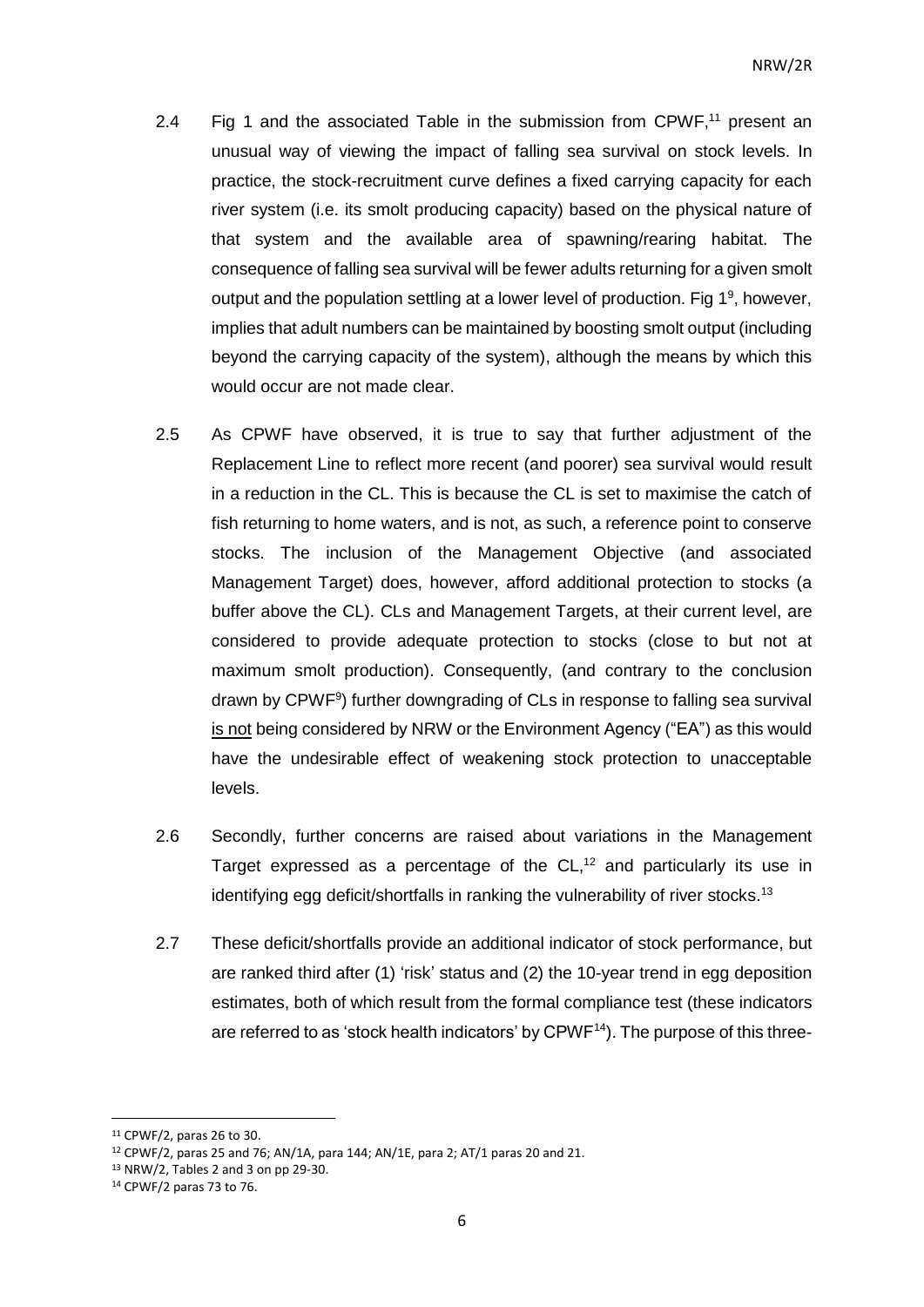2.4 Fig 1 and the associated Table in the submission from CPWF,[11] present an unusual way of viewing the impact of falling sea survival on stock levels. In practice, the stock-recruitment curve defines a fixed carrying capacity for each river system (i.e. its smolt producing capacity) based on the physical nature of that system and the available area of spawning/rearing habitat. The consequence of falling sea survival will be fewer adults returning for a given smolt output and the population settling at a lower level of production. Fig 1[9], however, implies that adult numbers can be maintained by boosting smolt output (including beyond the carrying capacity of the system), although the means by which this would occur are not made clear.

2.5 As CPWF have observed, it is true to say that further adjustment of the Replacement Line to reflect more recent (and poorer) sea survival would result in a reduction in the CL. This is because the CL is set to maximise the catch of fish returning to home waters, and is not, as such, a reference point to conserve stocks. The inclusion of the Management Objective (and associated Management Target) does, however, afford additional protection to stocks (a buffer above the CL). CLs and Management Targets, at their current level, are considered to provide adequate protection to stocks (close to but not at maximum smolt production). Consequently, (and contrary to the conclusion drawn by CPWF[9]) further downgrading of CLs in response to falling sea survival <u>is not</u> being considered by NRW or the Environment Agency ("EA") as this would have the undesirable effect of weakening stock protection to unacceptable levels.

2.6 Secondly, further concerns are raised about variations in the Management Target expressed as a percentage of the CL,[12] and particularly its use in identifying egg deficit/shortfalls in ranking the vulnerability of river stocks.[13]

2.7 These deficit/shortfalls provide an additional indicator of stock performance, but are ranked third after (1) 'risk' status and (2) the 10-year trend in egg deposition estimates, both of which result from the formal compliance test (these indicators are referred to as 'stock health indicators' by CPWF[14]). The purpose of this three-

---

[11] CPWF/2, paras 26 to 30.

[12] CPWF/2, paras 25 and 76; AN/1A, para 144; AN/1E, para 2; AT/1 paras 20 and 21.

[13] NRW/2, Tables 2 and 3 on pp 29-30.

[14] CPWF/2 paras 73 to 76.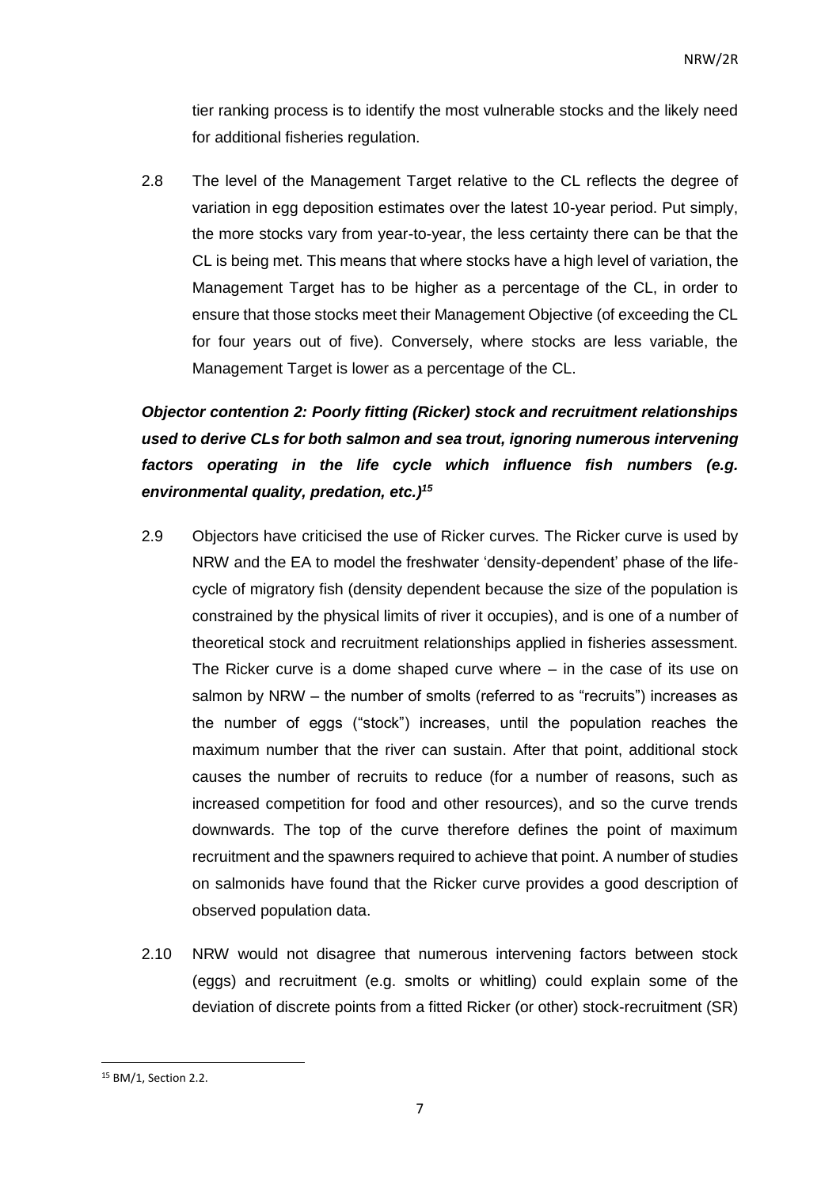tier ranking process is to identify the most vulnerable stocks and the likely need for additional fisheries regulation.

2.8 The level of the Management Target relative to the CL reflects the degree of variation in egg deposition estimates over the latest 10-year period. Put simply, the more stocks vary from year-to-year, the less certainty there can be that the CL is being met. This means that where stocks have a high level of variation, the Management Target has to be higher as a percentage of the CL, in order to ensure that those stocks meet their Management Objective (of exceeding the CL for four years out of five). Conversely, where stocks are less variable, the Management Target is lower as a percentage of the CL.

***Objector contention 2: Poorly fitting (Ricker) stock and recruitment relationships used to derive CLs for both salmon and sea trout, ignoring numerous intervening factors operating in the life cycle which influence fish numbers (e.g. environmental quality, predation, etc.)[15]***

2.9 Objectors have criticised the use of Ricker curves. The Ricker curve is used by NRW and the EA to model the freshwater 'density-dependent' phase of the life-cycle of migratory fish (density dependent because the size of the population is constrained by the physical limits of river it occupies), and is one of a number of theoretical stock and recruitment relationships applied in fisheries assessment. The Ricker curve is a dome shaped curve where – in the case of its use on salmon by NRW – the number of smolts (referred to as "recruits") increases as the number of eggs ("stock") increases, until the population reaches the maximum number that the river can sustain. After that point, additional stock causes the number of recruits to reduce (for a number of reasons, such as increased competition for food and other resources), and so the curve trends downwards. The top of the curve therefore defines the point of maximum recruitment and the spawners required to achieve that point. A number of studies on salmonids have found that the Ricker curve provides a good description of observed population data.

2.10 NRW would not disagree that numerous intervening factors between stock (eggs) and recruitment (e.g. smolts or whitling) could explain some of the deviation of discrete points from a fitted Ricker (or other) stock-recruitment (SR)

---

[15] BM/1, Section 2.2.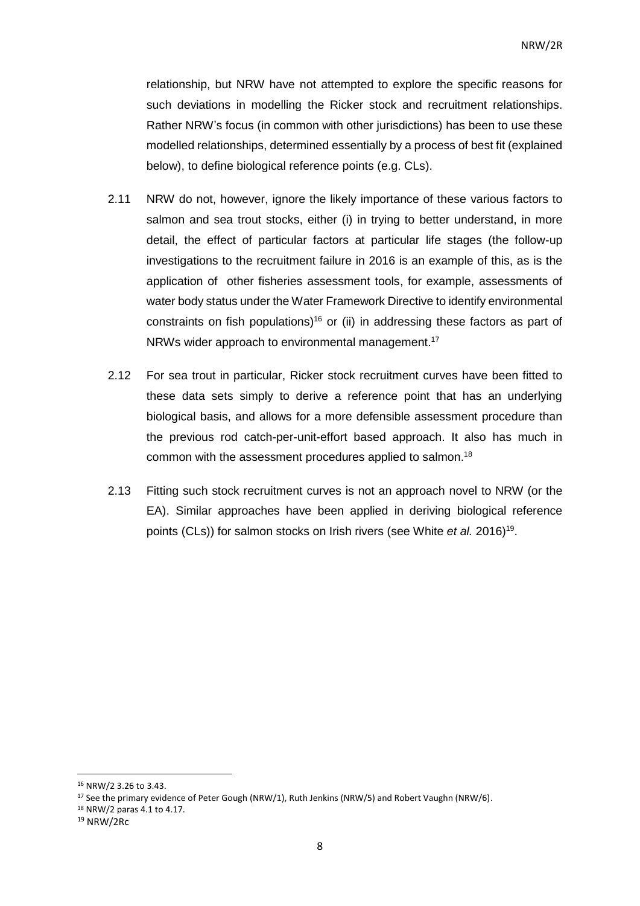relationship, but NRW have not attempted to explore the specific reasons for such deviations in modelling the Ricker stock and recruitment relationships. Rather NRW's focus (in common with other jurisdictions) has been to use these modelled relationships, determined essentially by a process of best fit (explained below), to define biological reference points (e.g. CLs).

2.11 NRW do not, however, ignore the likely importance of these various factors to salmon and sea trout stocks, either (i) in trying to better understand, in more detail, the effect of particular factors at particular life stages (the follow-up investigations to the recruitment failure in 2016 is an example of this, as is the application of other fisheries assessment tools, for example, assessments of water body status under the Water Framework Directive to identify environmental constraints on fish populations)[16] or (ii) in addressing these factors as part of NRWs wider approach to environmental management.[17]

2.12 For sea trout in particular, Ricker stock recruitment curves have been fitted to these data sets simply to derive a reference point that has an underlying biological basis, and allows for a more defensible assessment procedure than the previous rod catch-per-unit-effort based approach. It also has much in common with the assessment procedures applied to salmon.[18]

2.13 Fitting such stock recruitment curves is not an approach novel to NRW (or the EA). Similar approaches have been applied in deriving biological reference points (CLs)) for salmon stocks on Irish rivers (see White *et al.* 2016)[19].

---

[16] NRW/2 3.26 to 3.43.

[17] See the primary evidence of Peter Gough (NRW/1), Ruth Jenkins (NRW/5) and Robert Vaughn (NRW/6).

[18] NRW/2 paras 4.1 to 4.17.

[19] NRW/2Rc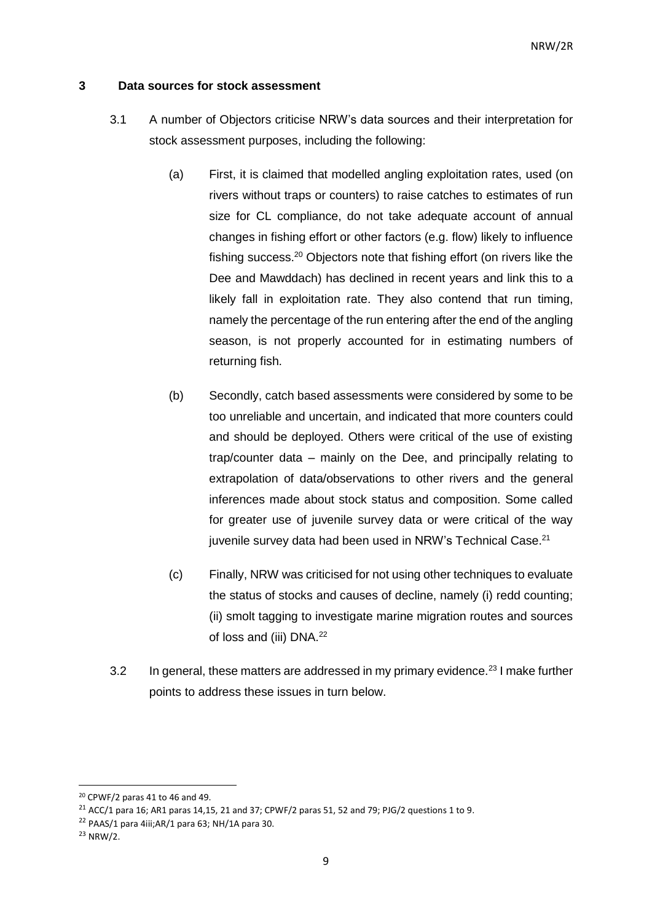## 3 Data sources for stock assessment

3.1 A number of Objectors criticise NRW's data sources and their interpretation for stock assessment purposes, including the following:

(a) First, it is claimed that modelled angling exploitation rates, used (on rivers without traps or counters) to raise catches to estimates of run size for CL compliance, do not take adequate account of annual changes in fishing effort or other factors (e.g. flow) likely to influence fishing success.[20] Objectors note that fishing effort (on rivers like the Dee and Mawddach) has declined in recent years and link this to a likely fall in exploitation rate. They also contend that run timing, namely the percentage of the run entering after the end of the angling season, is not properly accounted for in estimating numbers of returning fish.

(b) Secondly, catch based assessments were considered by some to be too unreliable and uncertain, and indicated that more counters could and should be deployed. Others were critical of the use of existing trap/counter data – mainly on the Dee, and principally relating to extrapolation of data/observations to other rivers and the general inferences made about stock status and composition. Some called for greater use of juvenile survey data or were critical of the way juvenile survey data had been used in NRW's Technical Case.[21]

(c) Finally, NRW was criticised for not using other techniques to evaluate the status of stocks and causes of decline, namely (i) redd counting; (ii) smolt tagging to investigate marine migration routes and sources of loss and (iii) DNA.[22]

3.2 In general, these matters are addressed in my primary evidence.[23] I make further points to address these issues in turn below.

---

[20] CPWF/2 paras 41 to 46 and 49.

[21] ACC/1 para 16; AR1 paras 14,15, 21 and 37; CPWF/2 paras 51, 52 and 79; PJG/2 questions 1 to 9.

[22] PAAS/1 para 4iii;AR/1 para 63; NH/1A para 30.

[23] NRW/2.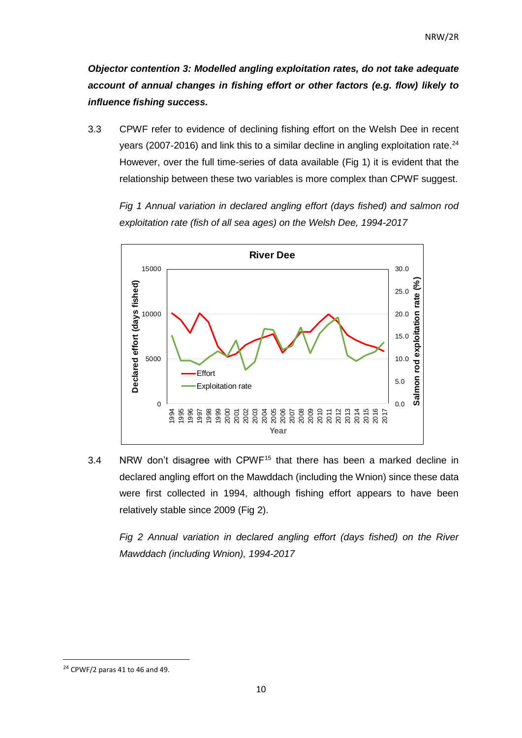***Objector contention 3: Modelled angling exploitation rates, do not take adequate account of annual changes in fishing effort or other factors (e.g. flow) likely to influence fishing success.***

3.3 CPWF refer to evidence of declining fishing effort on the Welsh Dee in recent years (2007-2016) and link this to a similar decline in angling exploitation rate.[24] However, over the full time-series of data available (Fig 1) it is evident that the relationship between these two variables is more complex than CPWF suggest.

*Fig 1 Annual variation in declared angling effort (days fished) and salmon rod exploitation rate (fish of all sea ages) on the Welsh Dee, 1994-2017*

3.4 NRW don't disagree with CPWF[15] that there has been a marked decline in declared angling effort on the Mawddach (including the Wnion) since these data were first collected in 1994, although fishing effort appears to have been relatively stable since 2009 (Fig 2).

*Fig 2 Annual variation in declared angling effort (days fished) on the River Mawddach (including Wnion), 1994-2017*

---

[24] CPWF/2 paras 41 to 46 and 49.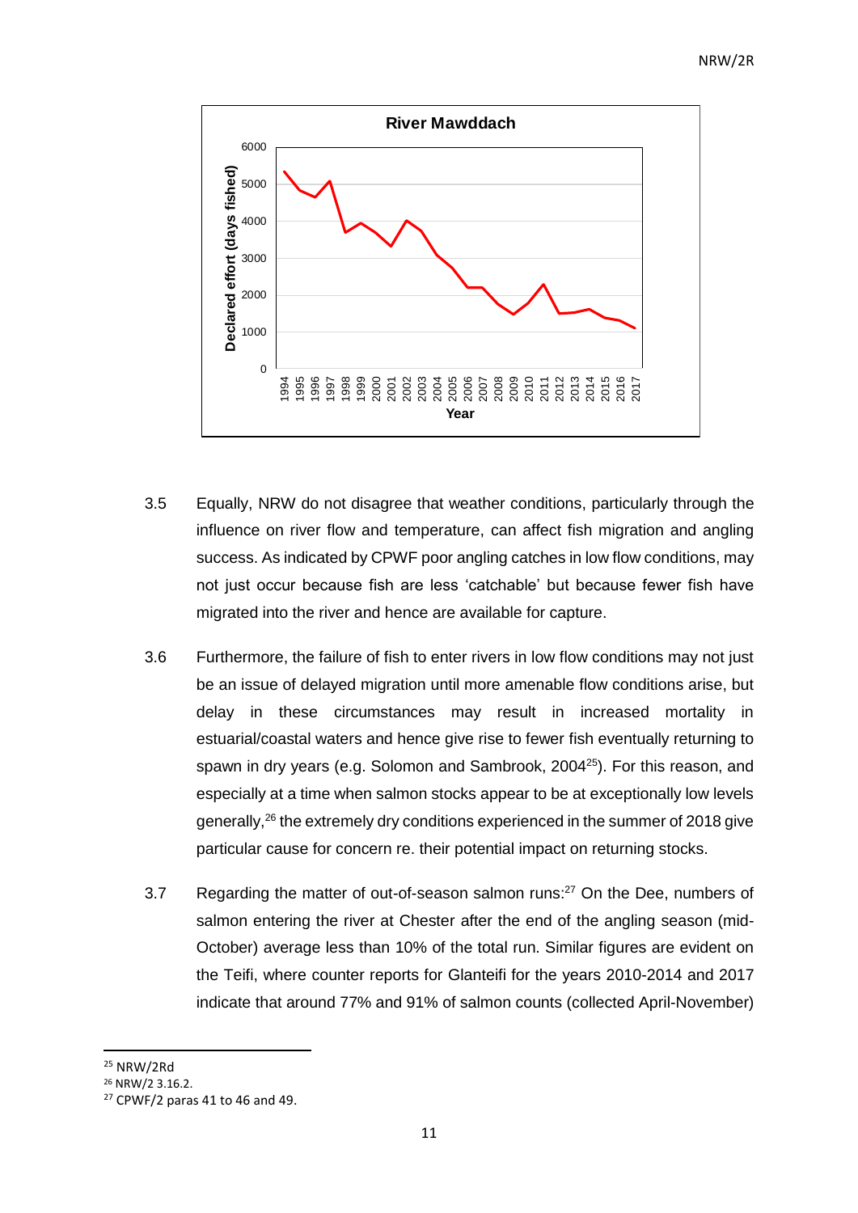3.5 Equally, NRW do not disagree that weather conditions, particularly through the influence on river flow and temperature, can affect fish migration and angling success. As indicated by CPWF poor angling catches in low flow conditions, may not just occur because fish are less 'catchable' but because fewer fish have migrated into the river and hence are available for capture.

3.6 Furthermore, the failure of fish to enter rivers in low flow conditions may not just be an issue of delayed migration until more amenable flow conditions arise, but delay in these circumstances may result in increased mortality in estuarial/coastal waters and hence give rise to fewer fish eventually returning to spawn in dry years (e.g. Solomon and Sambrook, 2004[25]). For this reason, and especially at a time when salmon stocks appear to be at exceptionally low levels generally,[26] the extremely dry conditions experienced in the summer of 2018 give particular cause for concern re. their potential impact on returning stocks.

3.7 Regarding the matter of out-of-season salmon runs:[27] On the Dee, numbers of salmon entering the river at Chester after the end of the angling season (mid-October) average less than 10% of the total run. Similar figures are evident on the Teifi, where counter reports for Glanteifi for the years 2010-2014 and 2017 indicate that around 77% and 91% of salmon counts (collected April-November)

---

[25] NRW/2Rd

[26] NRW/2 3.16.2.

[27] CPWF/2 paras 41 to 46 and 49.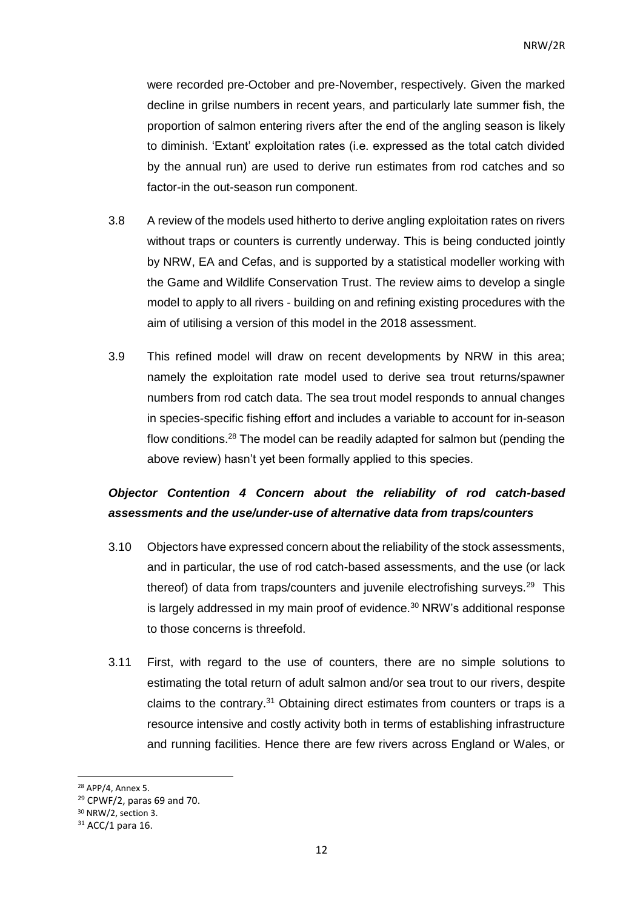were recorded pre-October and pre-November, respectively. Given the marked decline in grilse numbers in recent years, and particularly late summer fish, the proportion of salmon entering rivers after the end of the angling season is likely to diminish. 'Extant' exploitation rates (i.e. expressed as the total catch divided by the annual run) are used to derive run estimates from rod catches and so factor-in the out-season run component.

3.8 A review of the models used hitherto to derive angling exploitation rates on rivers without traps or counters is currently underway. This is being conducted jointly by NRW, EA and Cefas, and is supported by a statistical modeller working with the Game and Wildlife Conservation Trust. The review aims to develop a single model to apply to all rivers - building on and refining existing procedures with the aim of utilising a version of this model in the 2018 assessment.

3.9 This refined model will draw on recent developments by NRW in this area; namely the exploitation rate model used to derive sea trout returns/spawner numbers from rod catch data. The sea trout model responds to annual changes in species-specific fishing effort and includes a variable to account for in-season flow conditions.[28] The model can be readily adapted for salmon but (pending the above review) hasn't yet been formally applied to this species.

### ***Objector Contention 4 Concern about the reliability of rod catch-based assessments and the use/under-use of alternative data from traps/counters***

3.10 Objectors have expressed concern about the reliability of the stock assessments, and in particular, the use of rod catch-based assessments, and the use (or lack thereof) of data from traps/counters and juvenile electrofishing surveys.[29] This is largely addressed in my main proof of evidence.[30] NRW's additional response to those concerns is threefold.

3.11 First, with regard to the use of counters, there are no simple solutions to estimating the total return of adult salmon and/or sea trout to our rivers, despite claims to the contrary.[31] Obtaining direct estimates from counters or traps is a resource intensive and costly activity both in terms of establishing infrastructure and running facilities. Hence there are few rivers across England or Wales, or

---

[28] APP/4, Annex 5.

[29] CPWF/2, paras 69 and 70.

[30] NRW/2, section 3.

[31] ACC/1 para 16.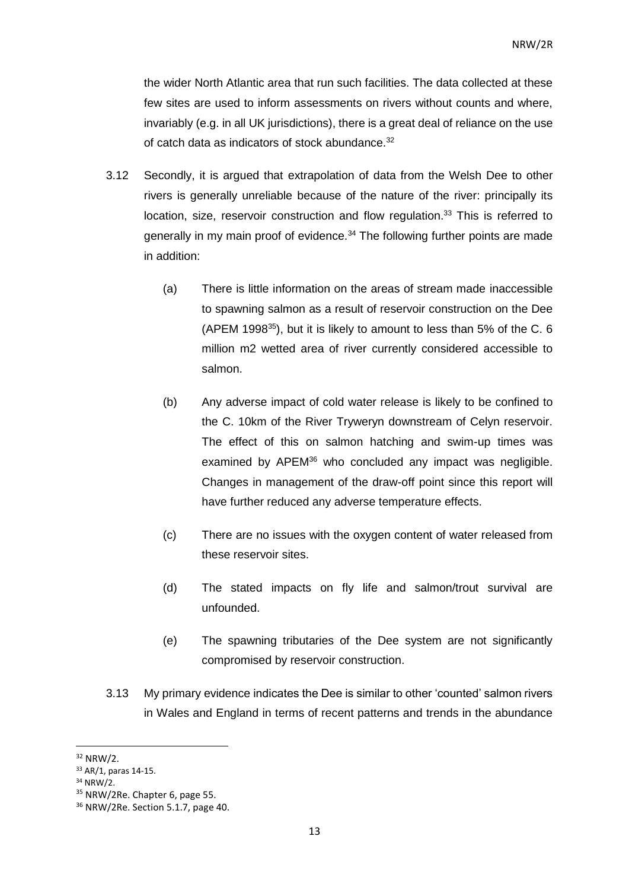the wider North Atlantic area that run such facilities. The data collected at these few sites are used to inform assessments on rivers without counts and where, invariably (e.g. in all UK jurisdictions), there is a great deal of reliance on the use of catch data as indicators of stock abundance.[32]

3.12 Secondly, it is argued that extrapolation of data from the Welsh Dee to other rivers is generally unreliable because of the nature of the river: principally its location, size, reservoir construction and flow regulation.[33] This is referred to generally in my main proof of evidence.[34] The following further points are made in addition:

(a) There is little information on the areas of stream made inaccessible to spawning salmon as a result of reservoir construction on the Dee (APEM 1998[35]), but it is likely to amount to less than 5% of the C. 6 million m2 wetted area of river currently considered accessible to salmon.

(b) Any adverse impact of cold water release is likely to be confined to the C. 10km of the River Tryweryn downstream of Celyn reservoir. The effect of this on salmon hatching and swim-up times was examined by APEM[36] who concluded any impact was negligible. Changes in management of the draw-off point since this report will have further reduced any adverse temperature effects.

(c) There are no issues with the oxygen content of water released from these reservoir sites.

(d) The stated impacts on fly life and salmon/trout survival are unfounded.

(e) The spawning tributaries of the Dee system are not significantly compromised by reservoir construction.

3.13 My primary evidence indicates the Dee is similar to other 'counted' salmon rivers in Wales and England in terms of recent patterns and trends in the abundance

---

[32] NRW/2.

[33] AR/1, paras 14-15.

[34] NRW/2.

[35] NRW/2Re. Chapter 6, page 55.

[36] NRW/2Re. Section 5.1.7, page 40.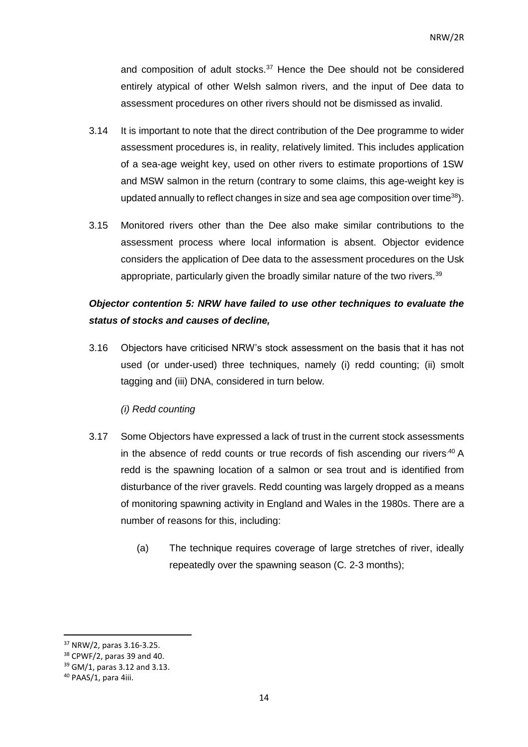and composition of adult stocks.[37] Hence the Dee should not be considered entirely atypical of other Welsh salmon rivers, and the input of Dee data to assessment procedures on other rivers should not be dismissed as invalid.

3.14 It is important to note that the direct contribution of the Dee programme to wider assessment procedures is, in reality, relatively limited. This includes application of a sea-age weight key, used on other rivers to estimate proportions of 1SW and MSW salmon in the return (contrary to some claims, this age-weight key is updated annually to reflect changes in size and sea age composition over time[38]).

3.15 Monitored rivers other than the Dee also make similar contributions to the assessment process where local information is absent. Objector evidence considers the application of Dee data to the assessment procedures on the Usk appropriate, particularly given the broadly similar nature of the two rivers.[39]

***Objector contention 5: NRW have failed to use other techniques to evaluate the status of stocks and causes of decline,***

3.16 Objectors have criticised NRW's stock assessment on the basis that it has not used (or under-used) three techniques, namely (i) redd counting; (ii) smolt tagging and (iii) DNA, considered in turn below.

*(i) Redd counting*

3.17 Some Objectors have expressed a lack of trust in the current stock assessments in the absence of redd counts or true records of fish ascending our rivers.[40] A redd is the spawning location of a salmon or sea trout and is identified from disturbance of the river gravels. Redd counting was largely dropped as a means of monitoring spawning activity in England and Wales in the 1980s. There are a number of reasons for this, including:

(a) The technique requires coverage of large stretches of river, ideally repeatedly over the spawning season (C. 2-3 months);

---

[37] NRW/2, paras 3.16-3.25.

[38] CPWF/2, paras 39 and 40.

[39] GM/1, paras 3.12 and 3.13.

[40] PAAS/1, para 4iii.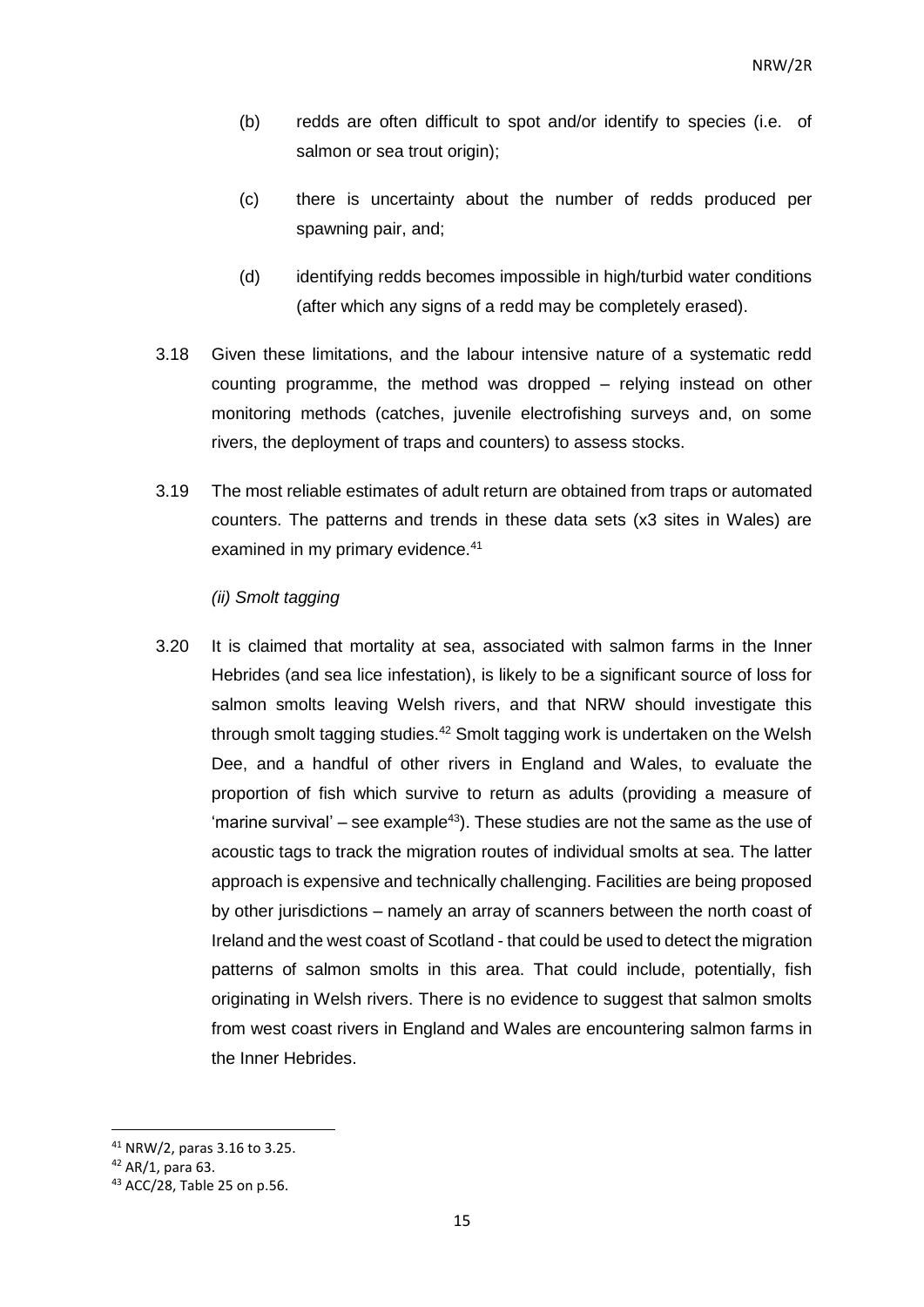(b) redds are often difficult to spot and/or identify to species (i.e. of salmon or sea trout origin);

(c) there is uncertainty about the number of redds produced per spawning pair, and;

(d) identifying redds becomes impossible in high/turbid water conditions (after which any signs of a redd may be completely erased).

3.18 Given these limitations, and the labour intensive nature of a systematic redd counting programme, the method was dropped – relying instead on other monitoring methods (catches, juvenile electrofishing surveys and, on some rivers, the deployment of traps and counters) to assess stocks.

3.19 The most reliable estimates of adult return are obtained from traps or automated counters. The patterns and trends in these data sets (x3 sites in Wales) are examined in my primary evidence.[41]

*(ii) Smolt tagging*

3.20 It is claimed that mortality at sea, associated with salmon farms in the Inner Hebrides (and sea lice infestation), is likely to be a significant source of loss for salmon smolts leaving Welsh rivers, and that NRW should investigate this through smolt tagging studies.[42] Smolt tagging work is undertaken on the Welsh Dee, and a handful of other rivers in England and Wales, to evaluate the proportion of fish which survive to return as adults (providing a measure of 'marine survival' – see example[43]). These studies are not the same as the use of acoustic tags to track the migration routes of individual smolts at sea. The latter approach is expensive and technically challenging. Facilities are being proposed by other jurisdictions – namely an array of scanners between the north coast of Ireland and the west coast of Scotland - that could be used to detect the migration patterns of salmon smolts in this area. That could include, potentially, fish originating in Welsh rivers. There is no evidence to suggest that salmon smolts from west coast rivers in England and Wales are encountering salmon farms in the Inner Hebrides.

---

[41] NRW/2, paras 3.16 to 3.25.

[42] AR/1, para 63.

[43] ACC/28, Table 25 on p.56.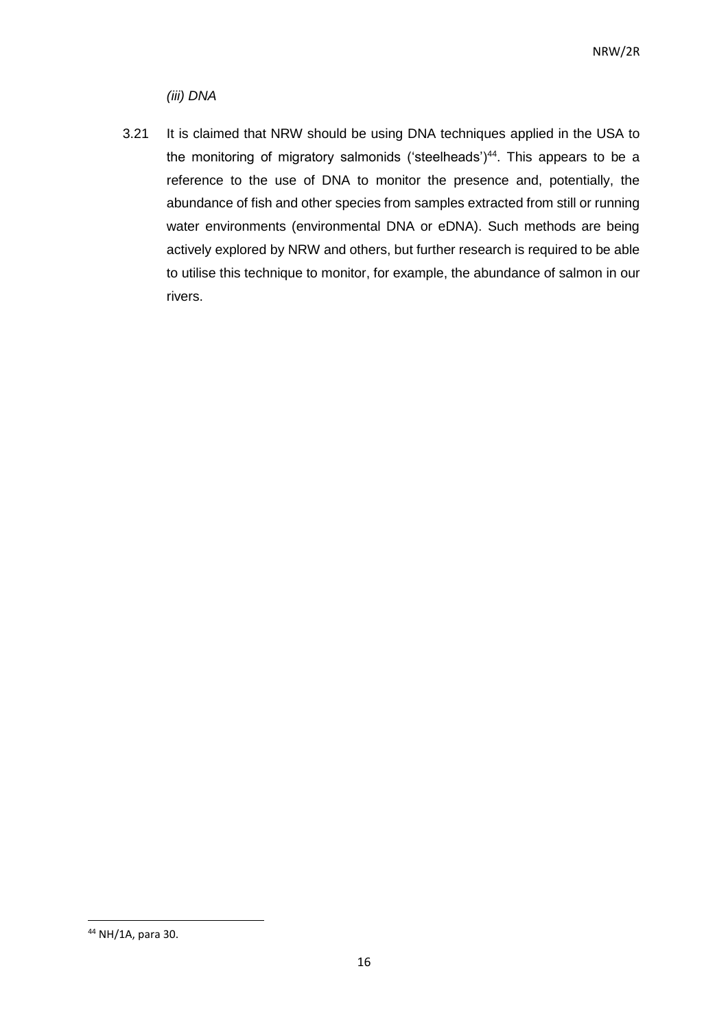*(iii) DNA*

3.21 It is claimed that NRW should be using DNA techniques applied in the USA to the monitoring of migratory salmonids ('steelheads')[44]. This appears to be a reference to the use of DNA to monitor the presence and, potentially, the abundance of fish and other species from samples extracted from still or running water environments (environmental DNA or eDNA). Such methods are being actively explored by NRW and others, but further research is required to be able to utilise this technique to monitor, for example, the abundance of salmon in our rivers.

---

[44] NH/1A, para 30.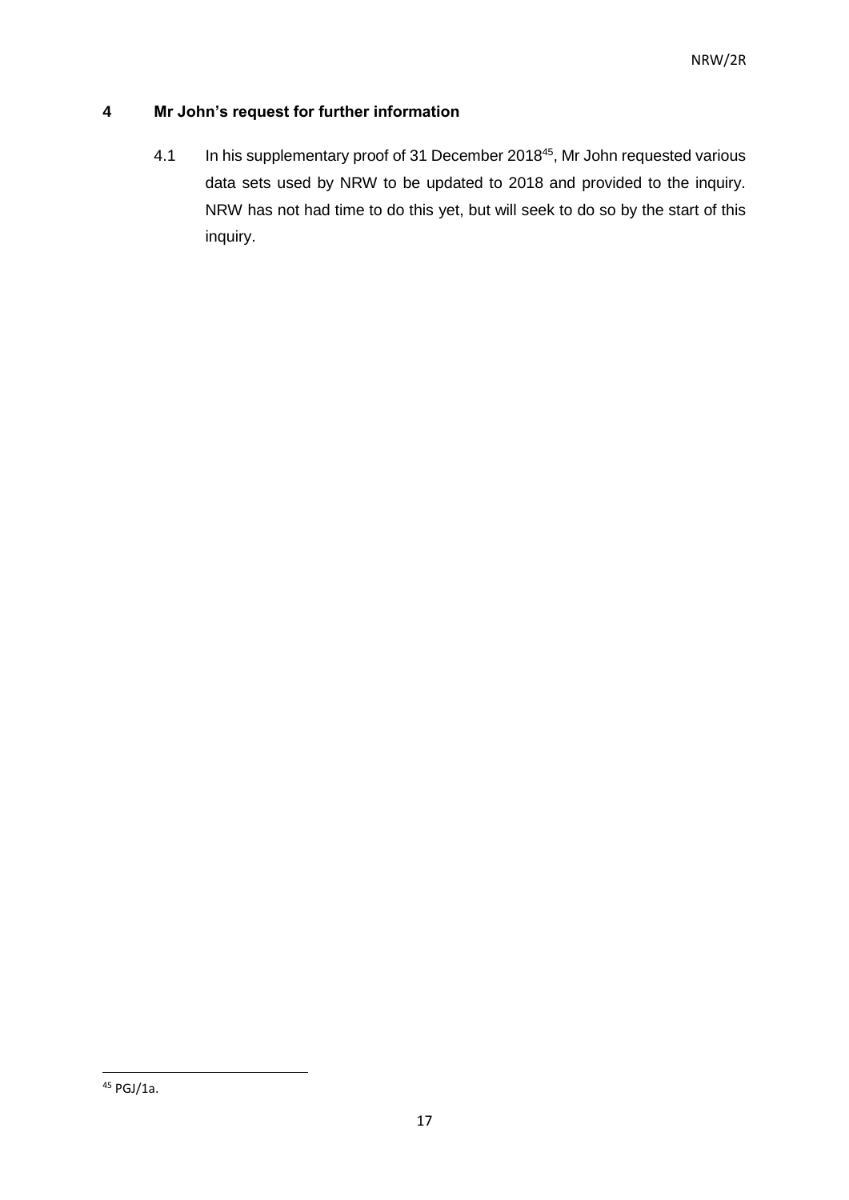## 4 Mr John's request for further information

4.1 In his supplementary proof of 31 December 2018[45], Mr John requested various data sets used by NRW to be updated to 2018 and provided to the inquiry. NRW has not had time to do this yet, but will seek to do so by the start of this inquiry.

[45] PGJ/1a.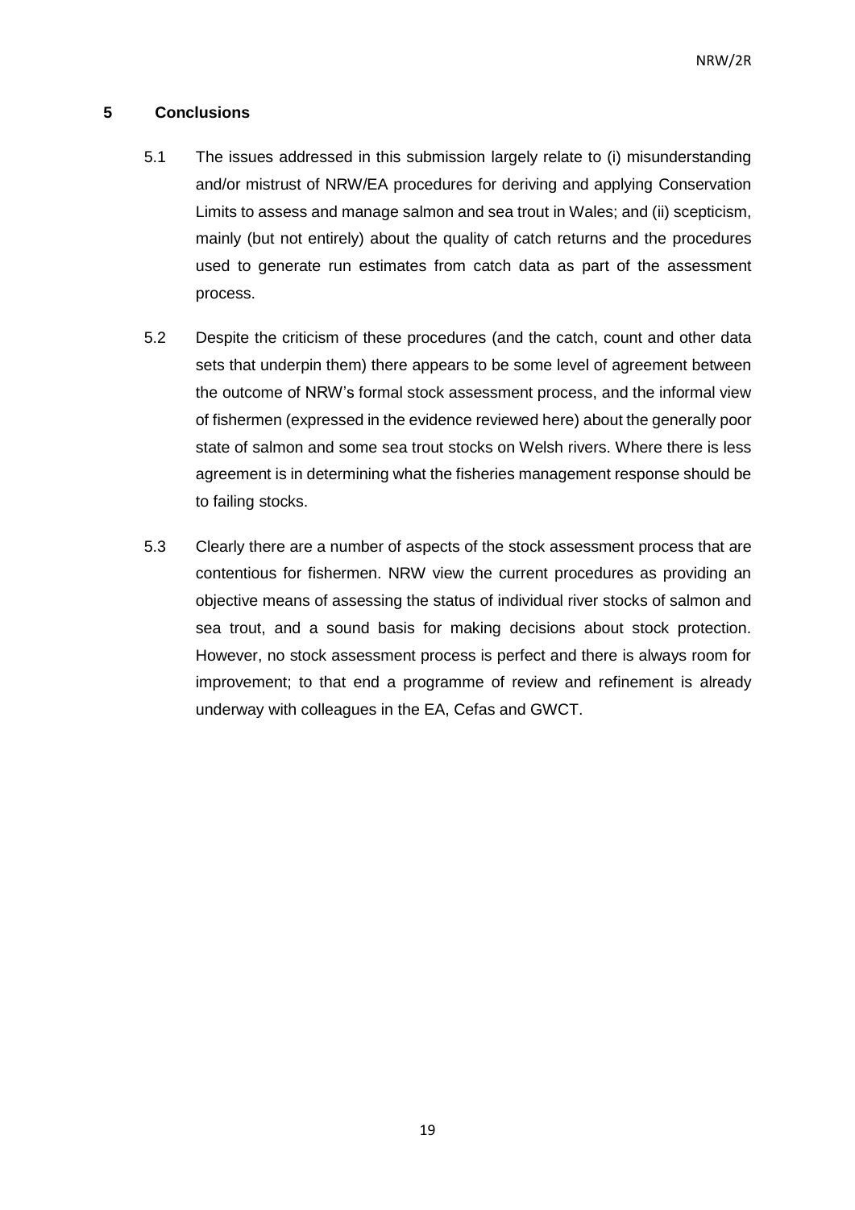## 5 Conclusions

5.1 The issues addressed in this submission largely relate to (i) misunderstanding and/or mistrust of NRW/EA procedures for deriving and applying Conservation Limits to assess and manage salmon and sea trout in Wales; and (ii) scepticism, mainly (but not entirely) about the quality of catch returns and the procedures used to generate run estimates from catch data as part of the assessment process.

5.2 Despite the criticism of these procedures (and the catch, count and other data sets that underpin them) there appears to be some level of agreement between the outcome of NRW's formal stock assessment process, and the informal view of fishermen (expressed in the evidence reviewed here) about the generally poor state of salmon and some sea trout stocks on Welsh rivers. Where there is less agreement is in determining what the fisheries management response should be to failing stocks.

5.3 Clearly there are a number of aspects of the stock assessment process that are contentious for fishermen. NRW view the current procedures as providing an objective means of assessing the status of individual river stocks of salmon and sea trout, and a sound basis for making decisions about stock protection. However, no stock assessment process is perfect and there is always room for improvement; to that end a programme of review and refinement is already underway with colleagues in the EA, Cefas and GWCT.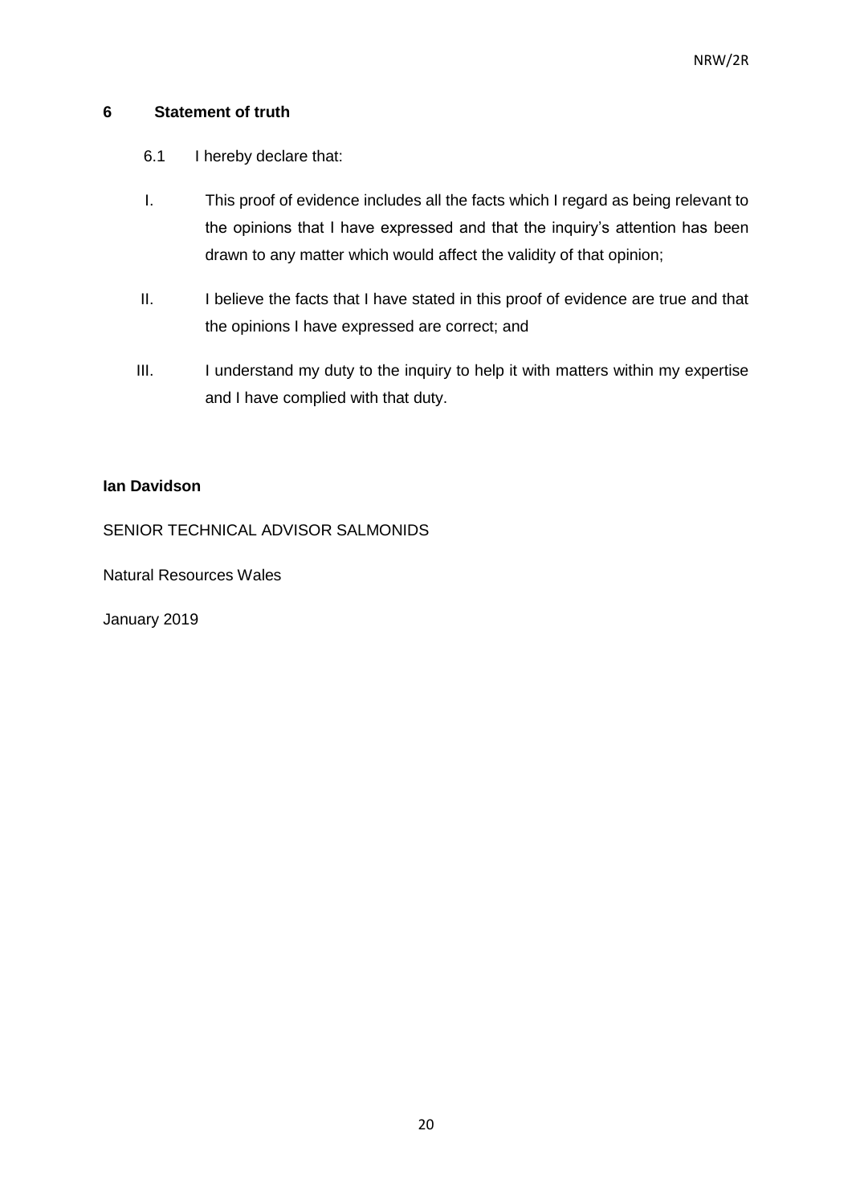## 6 Statement of truth

6.1 I hereby declare that:

I. This proof of evidence includes all the facts which I regard as being relevant to the opinions that I have expressed and that the inquiry's attention has been drawn to any matter which would affect the validity of that opinion;

II. I believe the facts that I have stated in this proof of evidence are true and that the opinions I have expressed are correct; and

III. I understand my duty to the inquiry to help it with matters within my expertise and I have complied with that duty.

**Ian Davidson**

SENIOR TECHNICAL ADVISOR SALMONIDS

Natural Resources Wales

January 2019